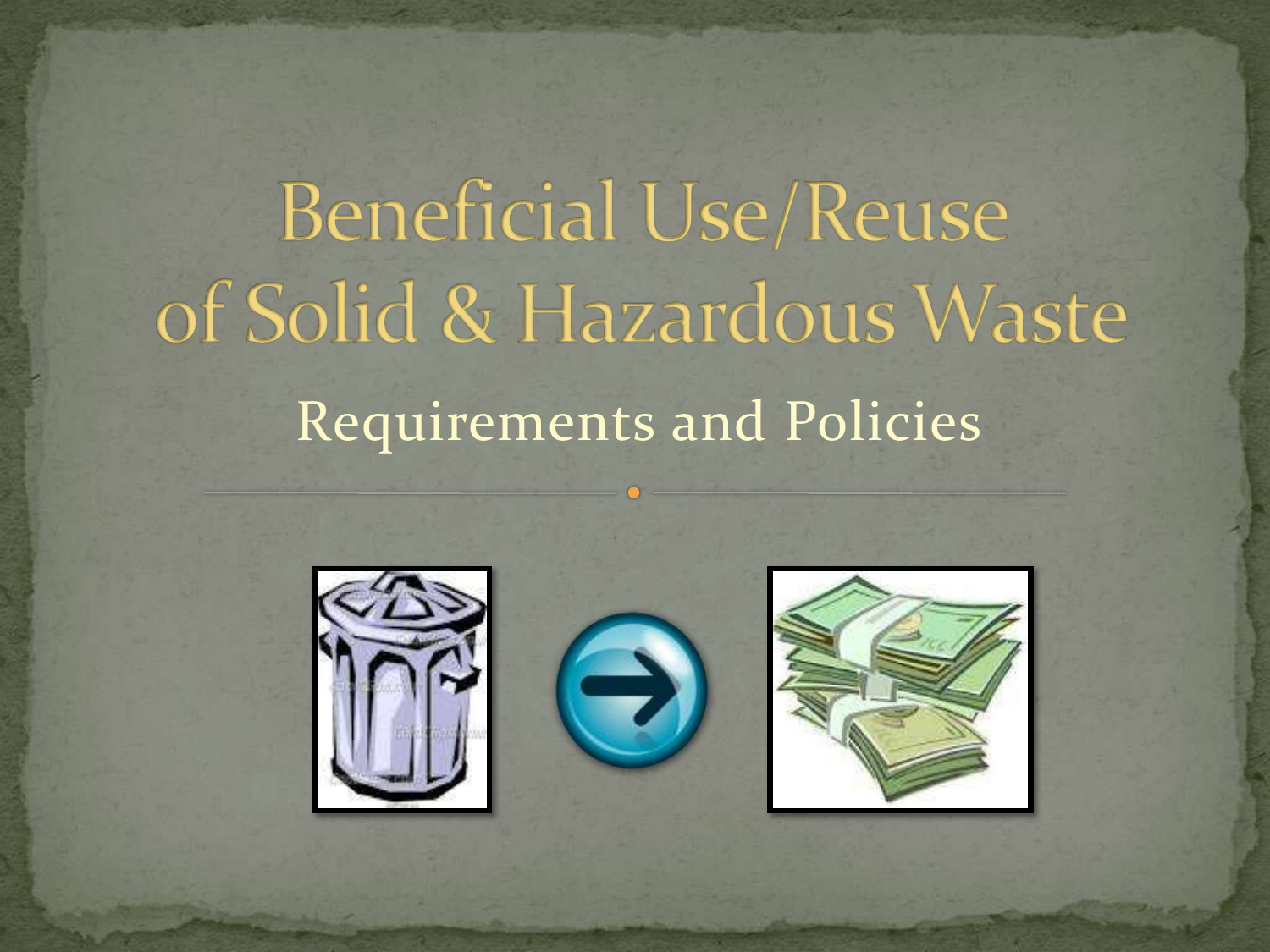# Beneficial Use/Reuse of Solid & Hazardous Waste

## Requirements and Policies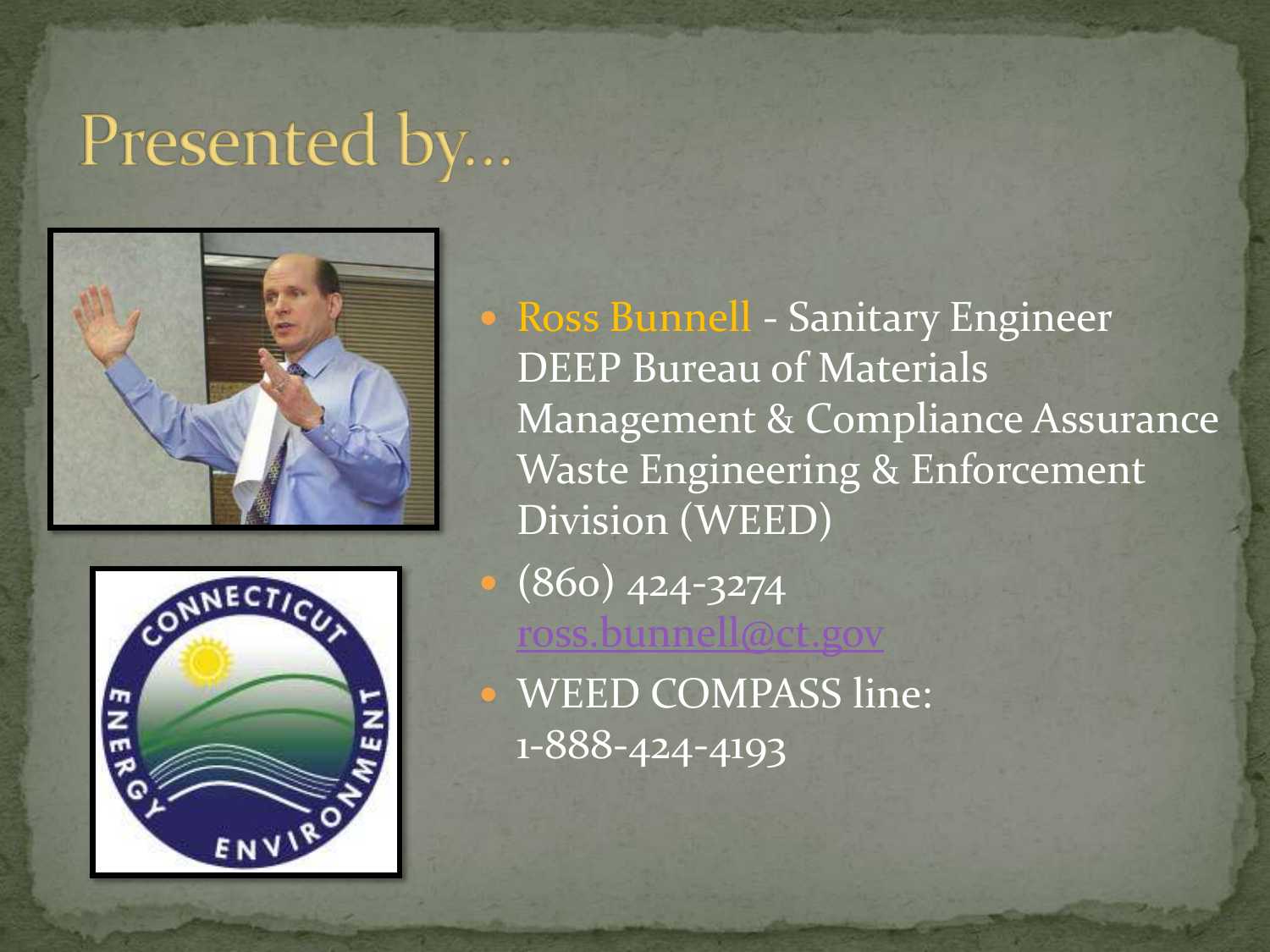# Presented by…

- Ross Bunnell - Sanitary Engineer
  DEEP Bureau of Materials Management & Compliance Assurance
  Waste Engineering & Enforcement Division (WEED)
- (860) 424-3274
  ross.bunnell@ct.gov
- WEED COMPASS line:
  1-888-424-4193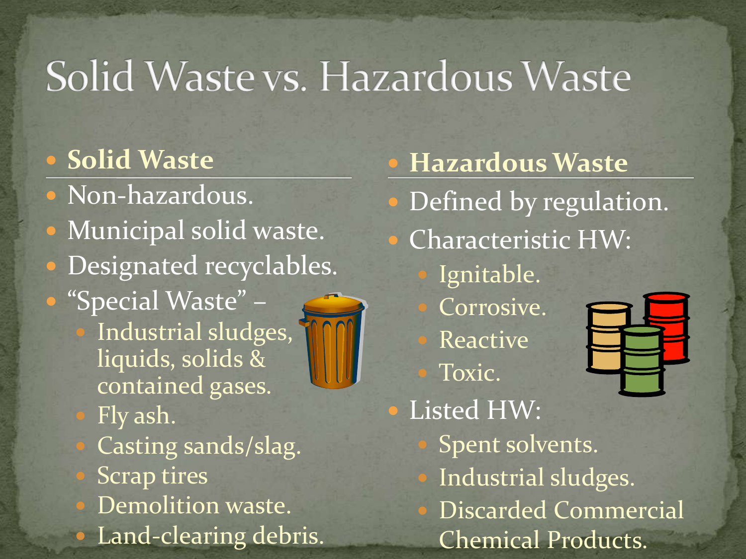# Solid Waste vs. Hazardous Waste

- **Solid Waste**
- Non-hazardous.
- Municipal solid waste.
- Designated recyclables.
- "Special Waste" –
  - Industrial sludges, liquids, solids & contained gases.
  - Fly ash.
  - Casting sands/slag.
  - Scrap tires
  - Demolition waste.
  - Land-clearing debris.

- **Hazardous Waste**
- Defined by regulation.
- Characteristic HW:
  - Ignitable.
  - Corrosive.
  - Reactive
  - Toxic.
- Listed HW:
  - Spent solvents.
  - Industrial sludges.
  - Discarded Commercial Chemical Products.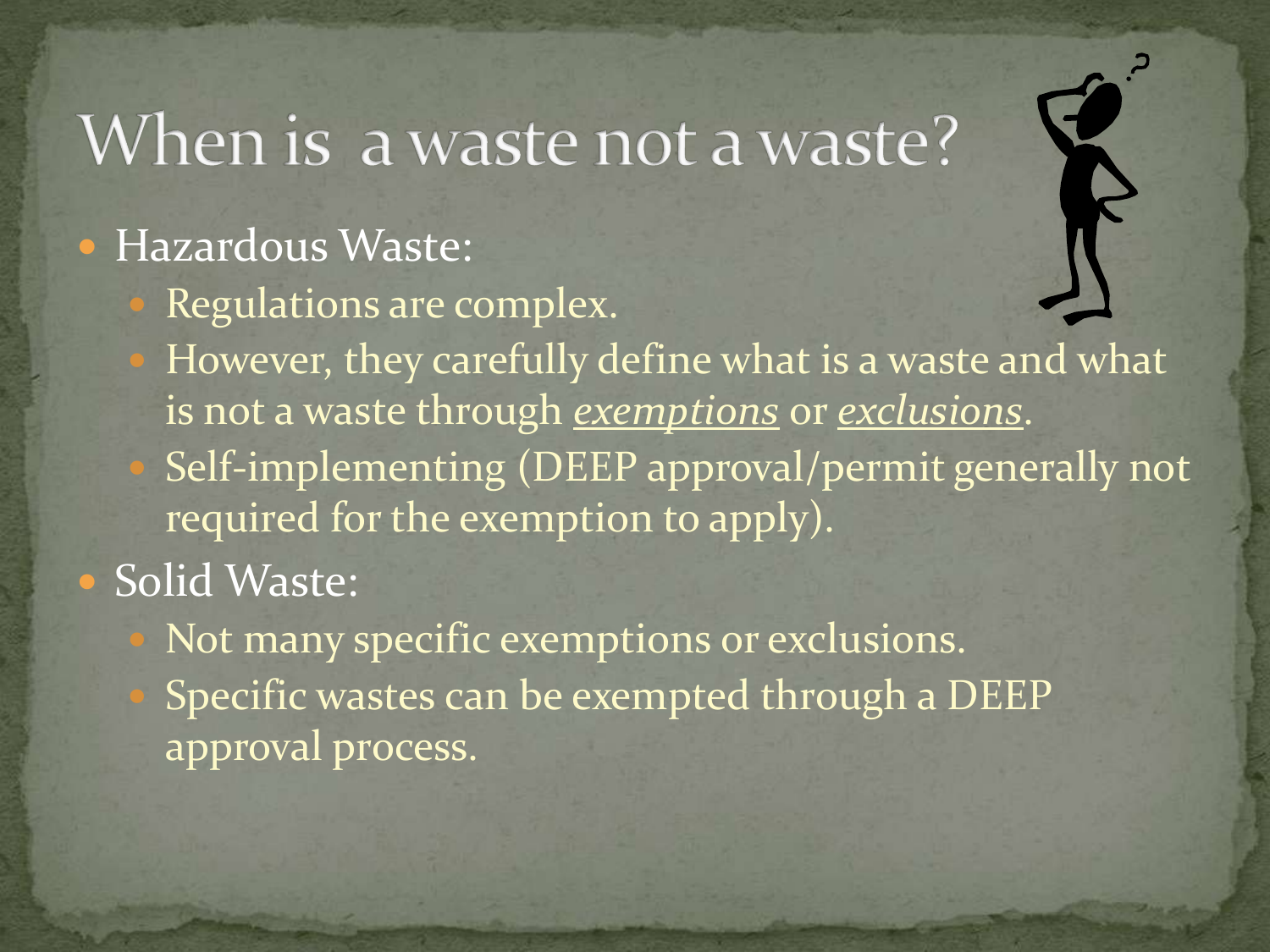# When is a waste not a waste?

- Hazardous Waste:
  - Regulations are complex.
  - However, they carefully define what is a waste and what is not a waste through *exemptions* or *exclusions*.
  - Self-implementing (DEEP approval/permit generally not required for the exemption to apply).
- Solid Waste:
  - Not many specific exemptions or exclusions.
  - Specific wastes can be exempted through a DEEP approval process.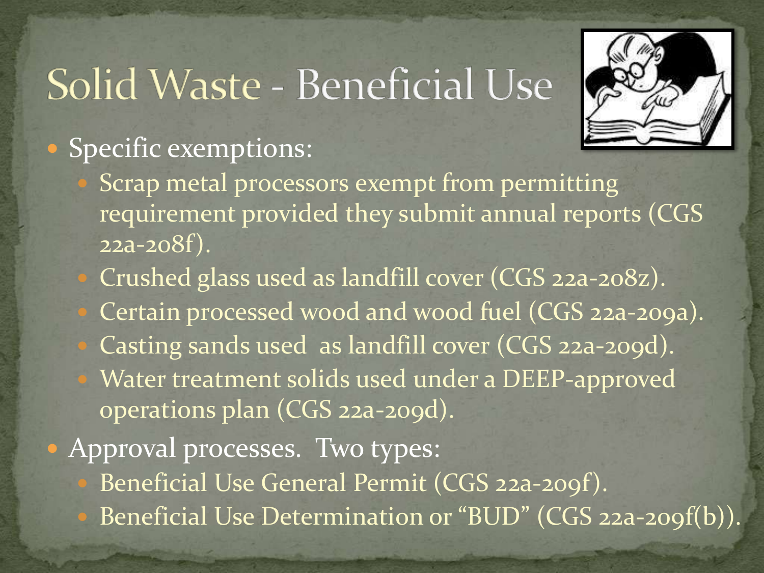# Solid Waste - Beneficial Use

- Specific exemptions:
  - Scrap metal processors exempt from permitting requirement provided they submit annual reports (CGS 22a-208f).
  - Crushed glass used as landfill cover (CGS 22a-208z).
  - Certain processed wood and wood fuel (CGS 22a-209a).
  - Casting sands used as landfill cover (CGS 22a-209d).
  - Water treatment solids used under a DEEP-approved operations plan (CGS 22a-209d).
- Approval processes. Two types:
  - Beneficial Use General Permit (CGS 22a-209f).
  - Beneficial Use Determination or "BUD" (CGS 22a-209f(b)).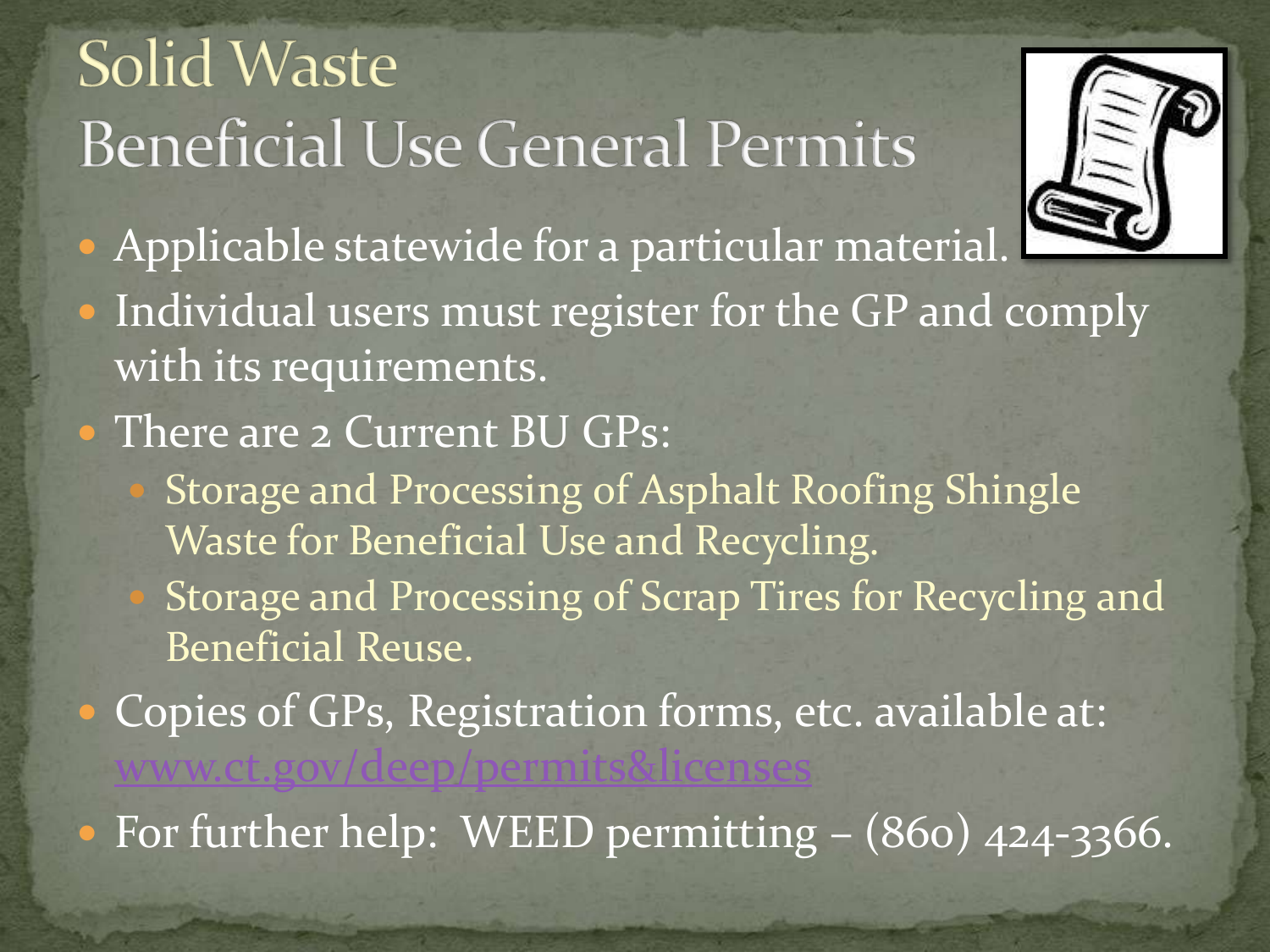# Solid Waste Beneficial Use General Permits

- Applicable statewide for a particular material.
- Individual users must register for the GP and comply with its requirements.
- There are 2 Current BU GPs:
  - Storage and Processing of Asphalt Roofing Shingle Waste for Beneficial Use and Recycling.
  - Storage and Processing of Scrap Tires for Recycling and Beneficial Reuse.
- Copies of GPs, Registration forms, etc. available at: www.ct.gov/deep/permits&licenses
- For further help: WEED permitting – (860) 424-3366.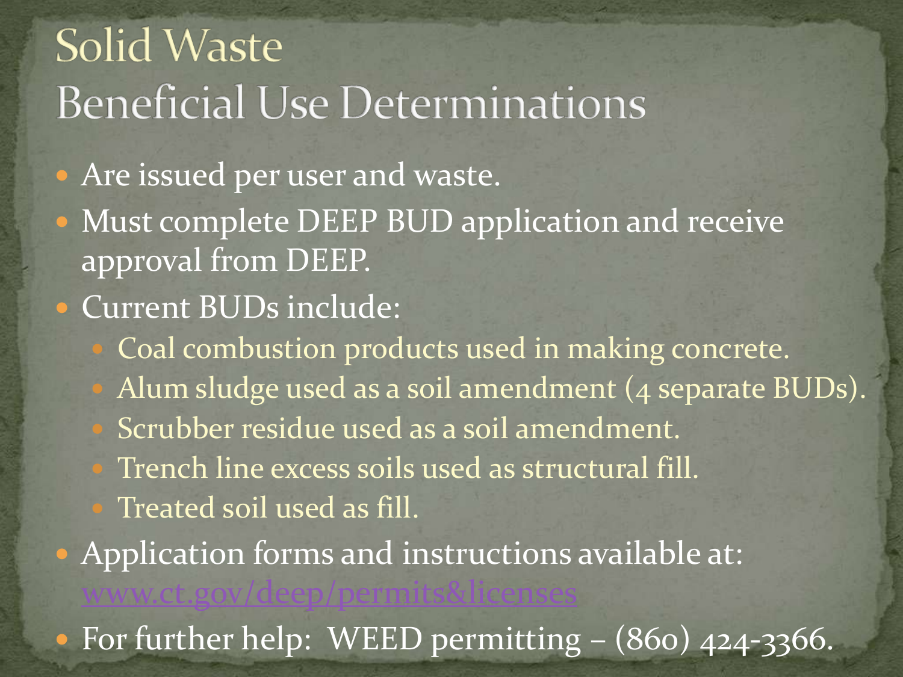# Solid Waste
## Beneficial Use Determinations

- Are issued per user and waste.
- Must complete DEEP BUD application and receive approval from DEEP.
- Current BUDs include:
  - Coal combustion products used in making concrete.
  - Alum sludge used as a soil amendment (4 separate BUDs).
  - Scrubber residue used as a soil amendment.
  - Trench line excess soils used as structural fill.
  - Treated soil used as fill.
- Application forms and instructions available at: www.ct.gov/deep/permits&licenses
- For further help: WEED permitting – (860) 424-3366.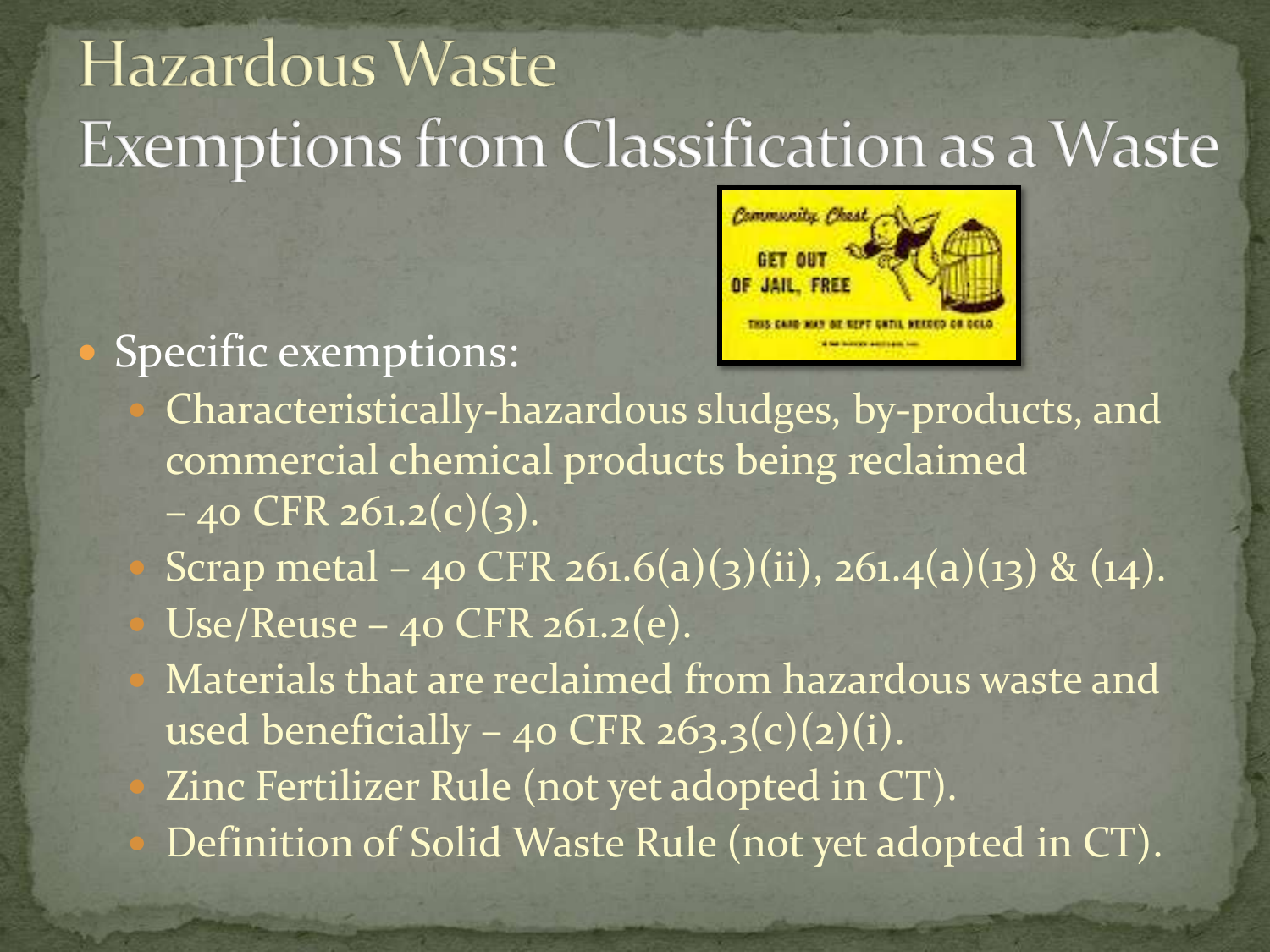# Hazardous Waste
# Exemptions from Classification as a Waste

- Specific exemptions:
  - Characteristically-hazardous sludges, by-products, and commercial chemical products being reclaimed – 40 CFR 261.2(c)(3).
  - Scrap metal – 40 CFR 261.6(a)(3)(ii), 261.4(a)(13) & (14).
  - Use/Reuse – 40 CFR 261.2(e).
  - Materials that are reclaimed from hazardous waste and used beneficially – 40 CFR 263.3(c)(2)(i).
  - Zinc Fertilizer Rule (not yet adopted in CT).
  - Definition of Solid Waste Rule (not yet adopted in CT).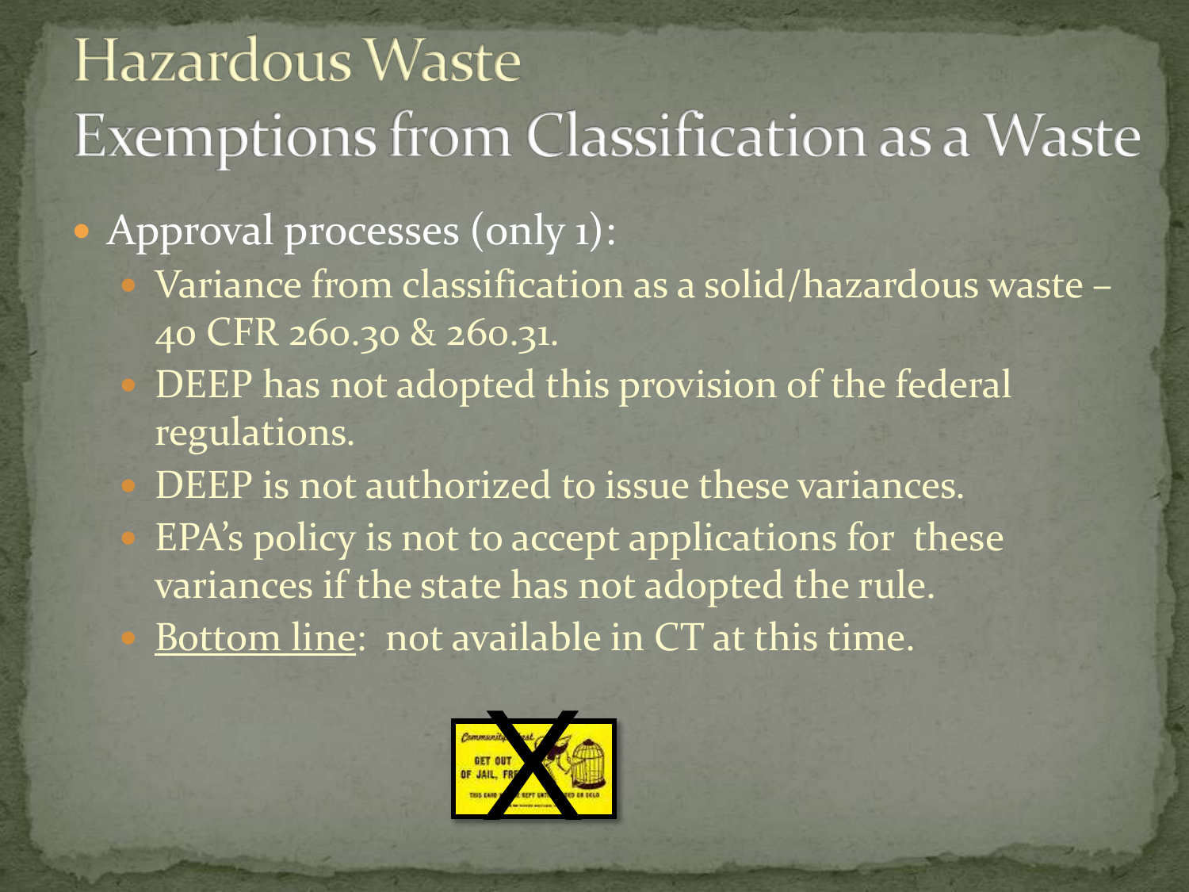# Hazardous Waste
## Exemptions from Classification as a Waste

- Approval processes (only 1):
  - Variance from classification as a solid/hazardous waste – 40 CFR 260.30 & 260.31.
  - DEEP has not adopted this provision of the federal regulations.
  - DEEP is not authorized to issue these variances.
  - EPA's policy is not to accept applications for these variances if the state has not adopted the rule.
  - Bottom line: not available in CT at this time.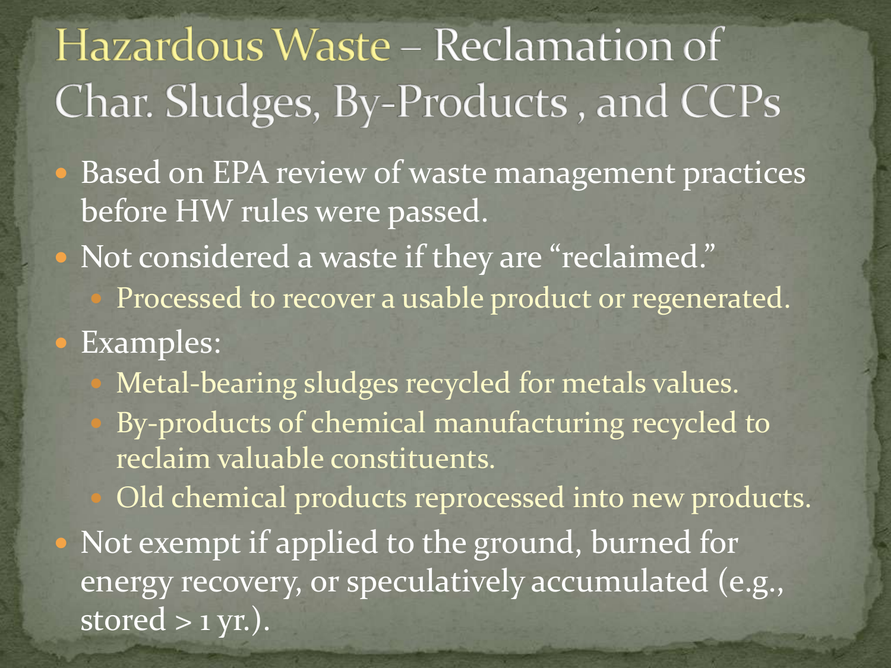# Hazardous Waste – Reclamation of Char. Sludges, By-Products , and CCPs

- Based on EPA review of waste management practices before HW rules were passed.
- Not considered a waste if they are "reclaimed."
  - Processed to recover a usable product or regenerated.
- Examples:
  - Metal-bearing sludges recycled for metals values.
  - By-products of chemical manufacturing recycled to reclaim valuable constituents.
  - Old chemical products reprocessed into new products.
- Not exempt if applied to the ground, burned for energy recovery, or speculatively accumulated (e.g., stored > 1 yr.).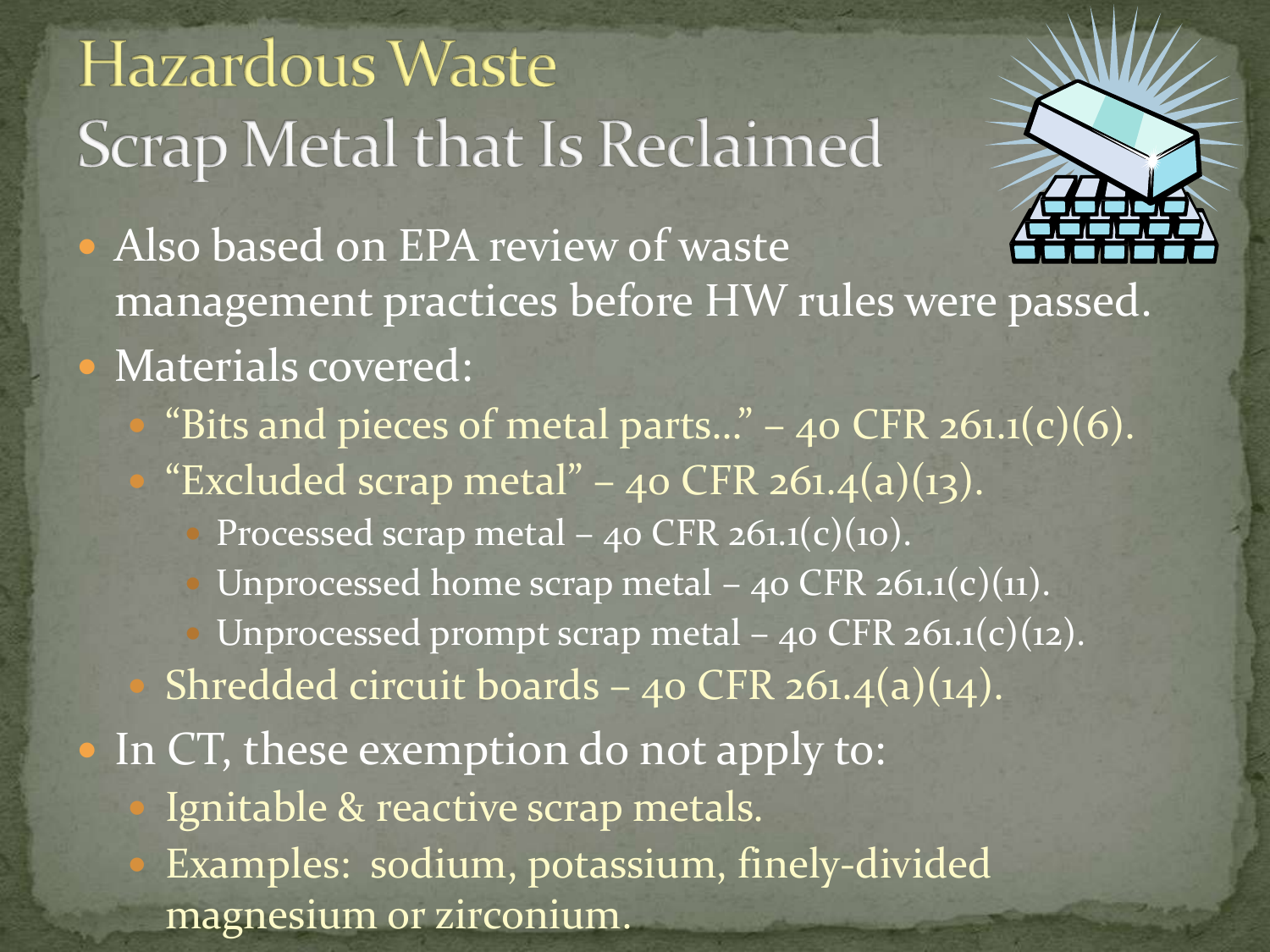# Hazardous Waste
## Scrap Metal that Is Reclaimed

- Also based on EPA review of waste management practices before HW rules were passed.
- Materials covered:
  - "Bits and pieces of metal parts…" – 40 CFR 261.1(c)(6).
  - "Excluded scrap metal" – 40 CFR 261.4(a)(13).
    - Processed scrap metal – 40 CFR 261.1(c)(10).
    - Unprocessed home scrap metal – 40 CFR 261.1(c)(11).
    - Unprocessed prompt scrap metal – 40 CFR 261.1(c)(12).
  - Shredded circuit boards – 40 CFR 261.4(a)(14).
- In CT, these exemption do not apply to:
  - Ignitable & reactive scrap metals.
  - Examples: sodium, potassium, finely-divided magnesium or zirconium.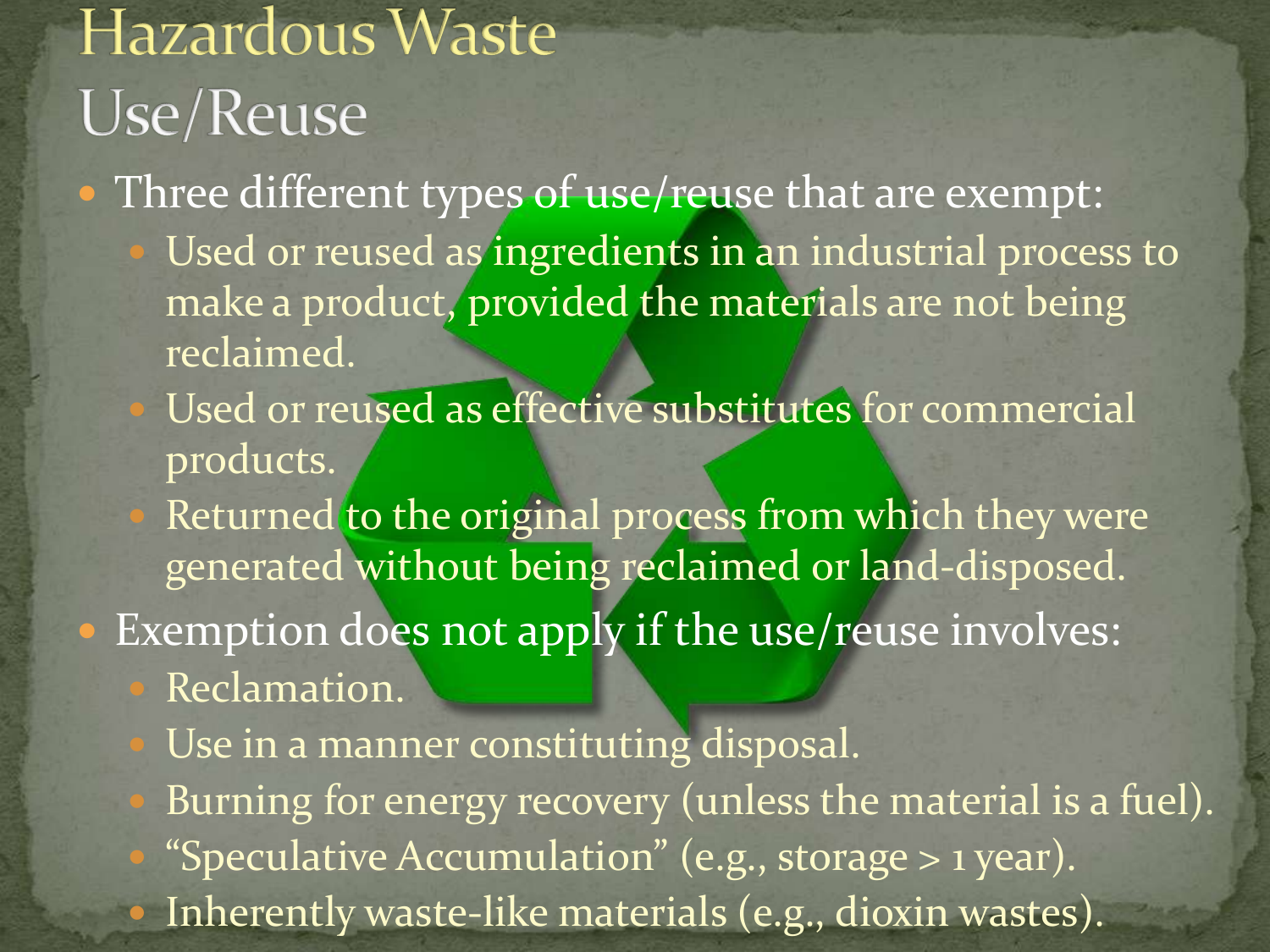# Hazardous Waste

## Use/Reuse

- Three different types of use/reuse that are exempt:
  - Used or reused as ingredients in an industrial process to make a product, provided the materials are not being reclaimed.
  - Used or reused as effective substitutes for commercial products.
  - Returned to the original process from which they were generated without being reclaimed or land-disposed.
- Exemption does not apply if the use/reuse involves:
  - Reclamation.
  - Use in a manner constituting disposal.
  - Burning for energy recovery (unless the material is a fuel).
  - "Speculative Accumulation" (e.g., storage > 1 year).
  - Inherently waste-like materials (e.g., dioxin wastes).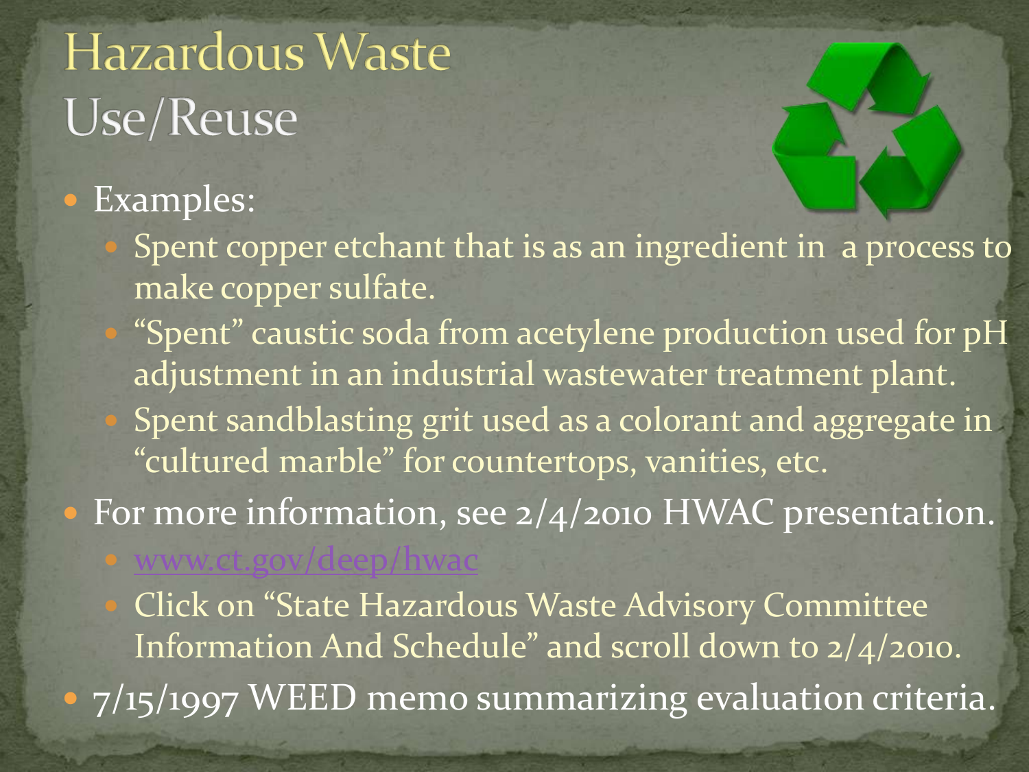# Hazardous Waste Use/Reuse

- Examples:
  - Spent copper etchant that is as an ingredient in a process to make copper sulfate.
  - “Spent” caustic soda from acetylene production used for pH adjustment in an industrial wastewater treatment plant.
  - Spent sandblasting grit used as a colorant and aggregate in “cultured marble” for countertops, vanities, etc.
- For more information, see 2/4/2010 HWAC presentation.
  - www.ct.gov/deep/hwac
  - Click on “State Hazardous Waste Advisory Committee Information And Schedule” and scroll down to 2/4/2010.
- 7/15/1997 WEED memo summarizing evaluation criteria.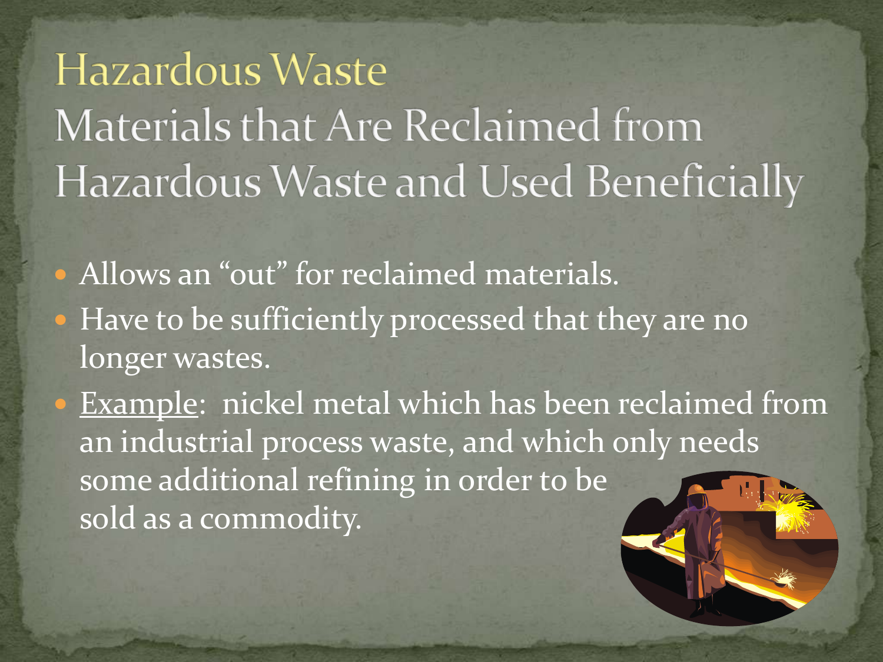# Hazardous Waste

## Materials that Are Reclaimed from Hazardous Waste and Used Beneficially

- Allows an “out” for reclaimed materials.
- Have to be sufficiently processed that they are no longer wastes.
- Example: nickel metal which has been reclaimed from an industrial process waste, and which only needs some additional refining in order to be sold as a commodity.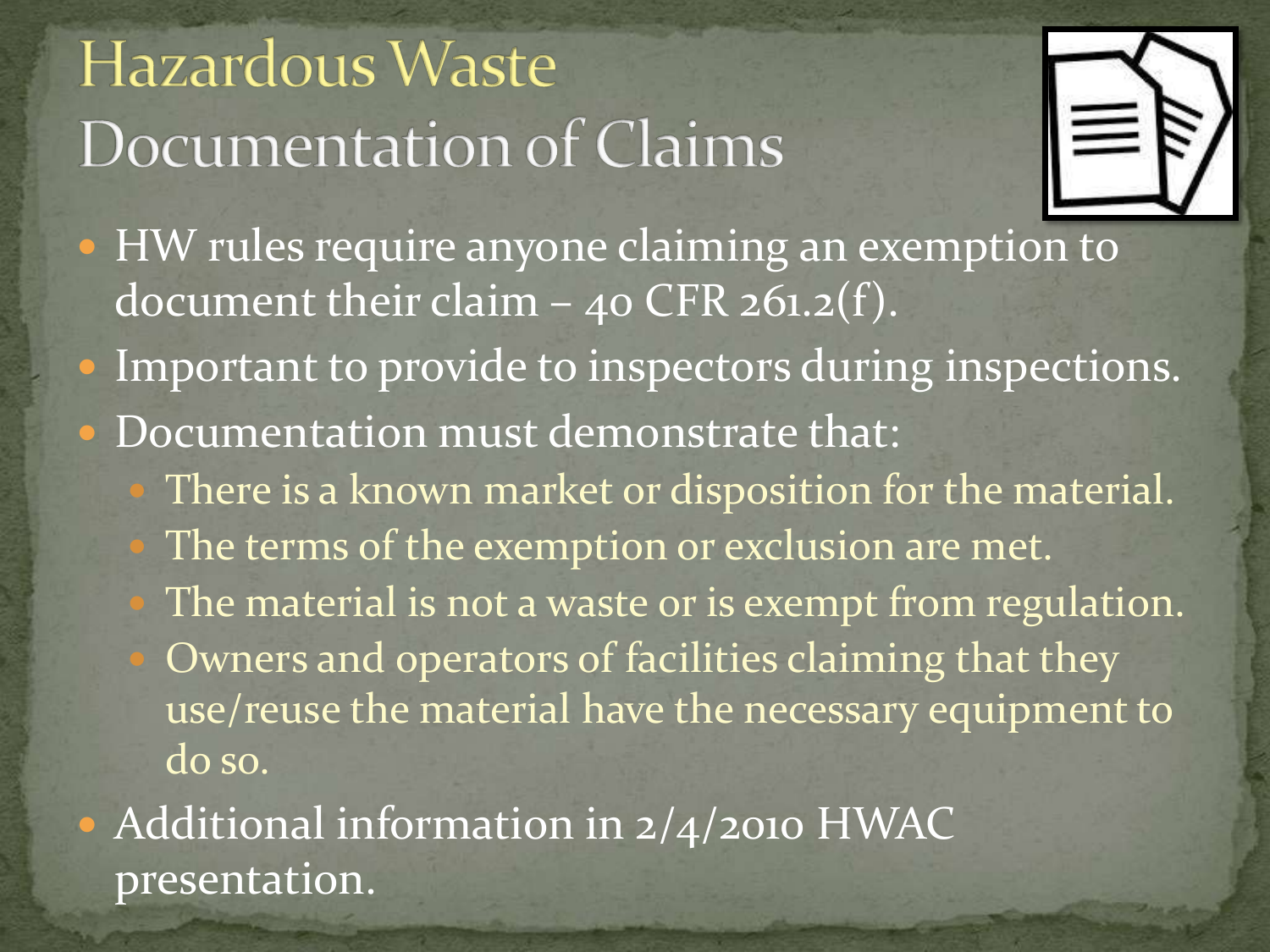# Hazardous Waste Documentation of Claims

- HW rules require anyone claiming an exemption to document their claim – 40 CFR 261.2(f).
- Important to provide to inspectors during inspections.
- Documentation must demonstrate that:
  - There is a known market or disposition for the material.
  - The terms of the exemption or exclusion are met.
  - The material is not a waste or is exempt from regulation.
  - Owners and operators of facilities claiming that they use/reuse the material have the necessary equipment to do so.
- Additional information in 2/4/2010 HWAC presentation.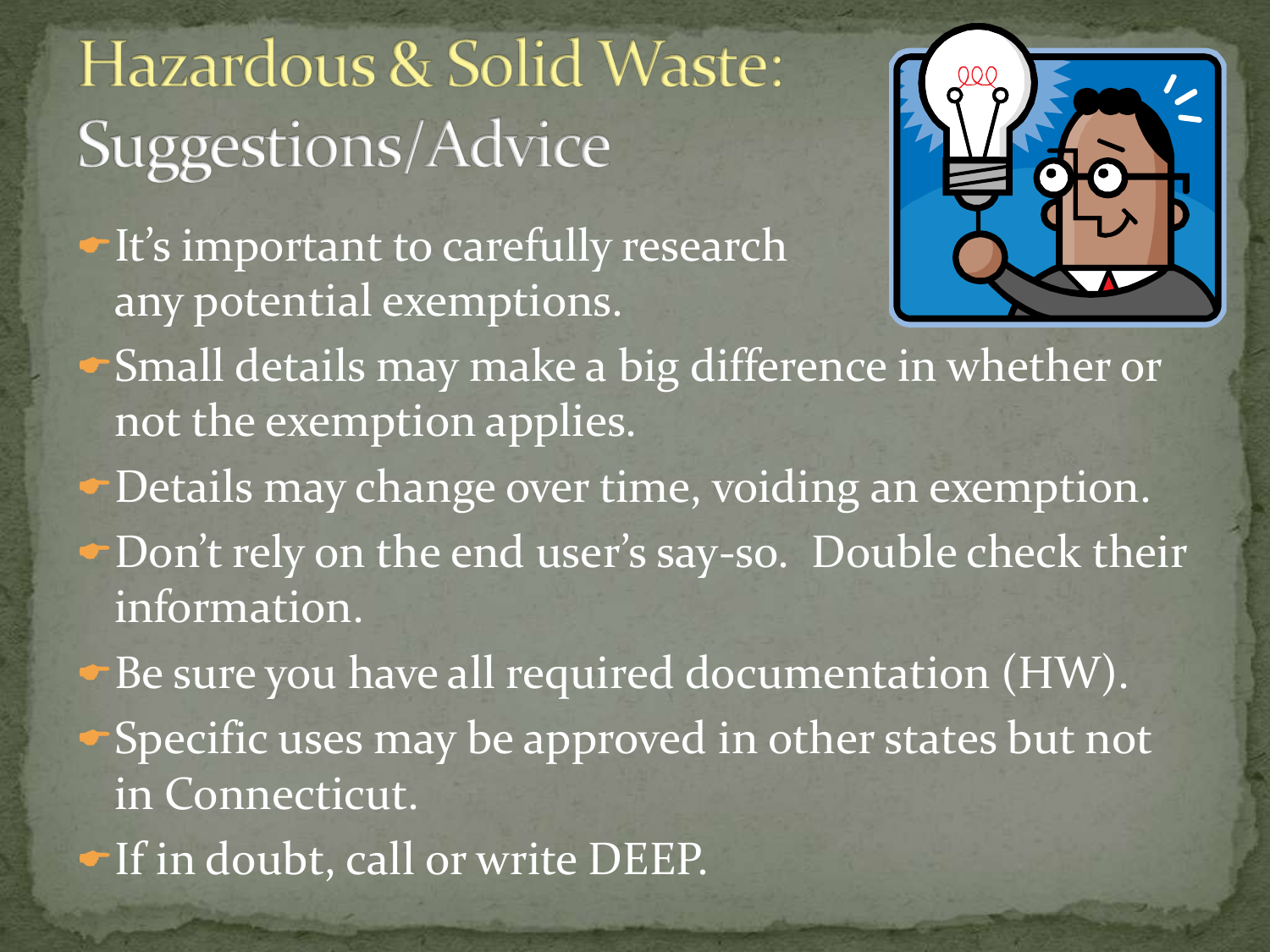# Hazardous & Solid Waste: Suggestions/Advice

- It's important to carefully research any potential exemptions.
- Small details may make a big difference in whether or not the exemption applies.
- Details may change over time, voiding an exemption.
- Don't rely on the end user's say-so. Double check their information.
- Be sure you have all required documentation (HW).
- Specific uses may be approved in other states but not in Connecticut.
- If in doubt, call or write DEEP.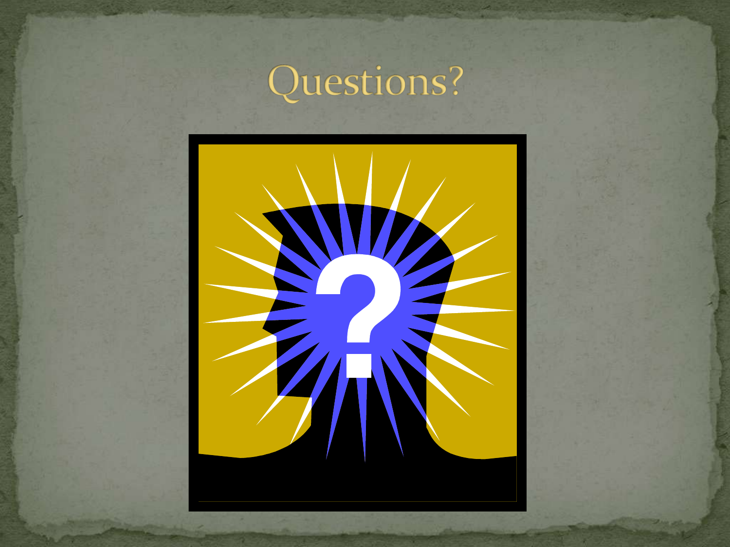# Questions?